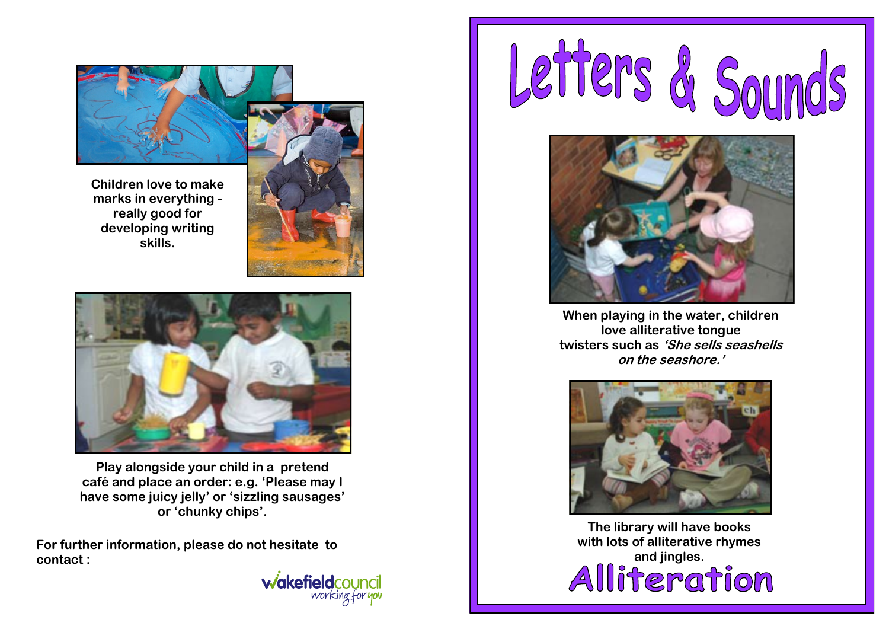Children love to make marks in everything - really good for developing writing skills.

Play alongside your child in a pretend café and place an order: e.g. 'Please may I have some juicy jelly' or 'sizzling sausages' or 'chunky chips'.

For further information, please do not hesitate to contact :

wakefieldcouncil working for you

# Letters & Sounds

When playing in the water, children love alliterative tongue twisters such as ***'She sells seashells on the seashore.'***

The library will have books with lots of alliterative rhymes and jingles.

# Alliteration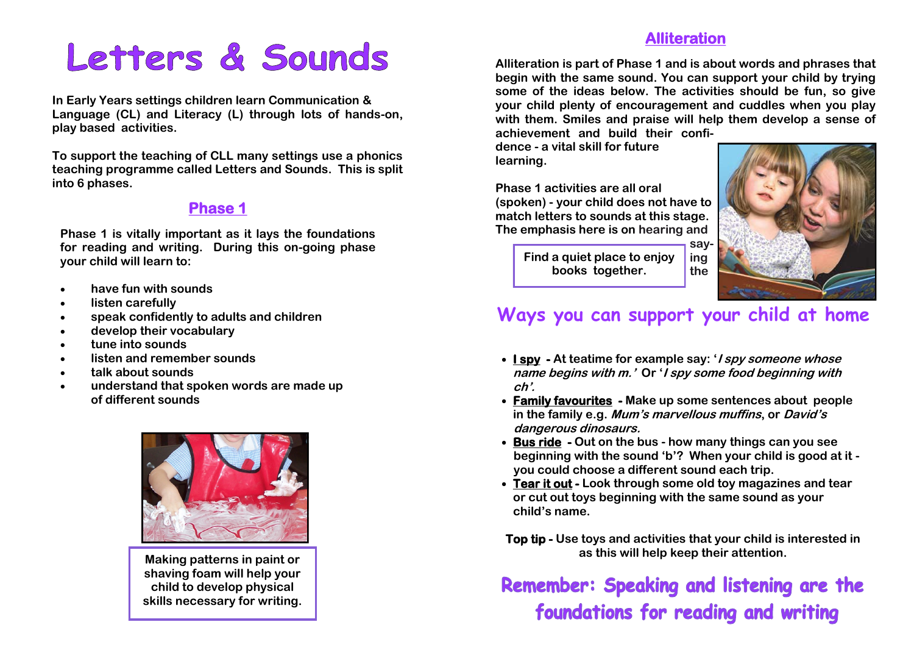# Letters & Sounds

**In Early Years settings children learn Communication & Language (CL) and Literacy (L) through lots of hands-on, play based activities.**

**To support the teaching of CLL many settings use a phonics teaching programme called Letters and Sounds. This is split into 6 phases.**

## Phase 1

**Phase 1 is vitally important as it lays the foundations for reading and writing. During this on-going phase your child will learn to:**

- **have fun with sounds**
- **listen carefully**
- **speak confidently to adults and children**
- **develop their vocabulary**
- **tune into sounds**
- **listen and remember sounds**
- **talk about sounds**
- **understand that spoken words are made up of different sounds**

**Making patterns in paint or shaving foam will help your child to develop physical skills necessary for writing.**

## Alliteration

**Alliteration is part of Phase 1 and is about words and phrases that begin with the same sound. You can support your child by trying some of the ideas below. The activities should be fun, so give your child plenty of encouragement and cuddles when you play with them. Smiles and praise will help them develop a sense of achievement and build their confidence - a vital skill for future learning.**

**Phase 1 activities are all oral (spoken) - your child does not have to match letters to sounds at this stage. The emphasis here is on hearing and saying the**

**Find a quiet place to enjoy books together.**

## Ways you can support your child at home

- **I spy - At teatime for example say: '*I spy someone whose name begins with m.'* Or '*I spy some food beginning with ch'.***
- **Family favourites - Make up some sentences about people in the family e.g. *Mum's marvellous muffins*, or *David's dangerous dinosaurs.***
- **Bus ride - Out on the bus - how many things can you see beginning with the sound 'b'? When your child is good at it - you could choose a different sound each trip.**
- **Tear it out - Look through some old toy magazines and tear or cut out toys beginning with the same sound as your child's name.**

**Top tip - Use toys and activities that your child is interested in as this will help keep their attention.**

## Remember: Speaking and listening are the foundations for reading and writing